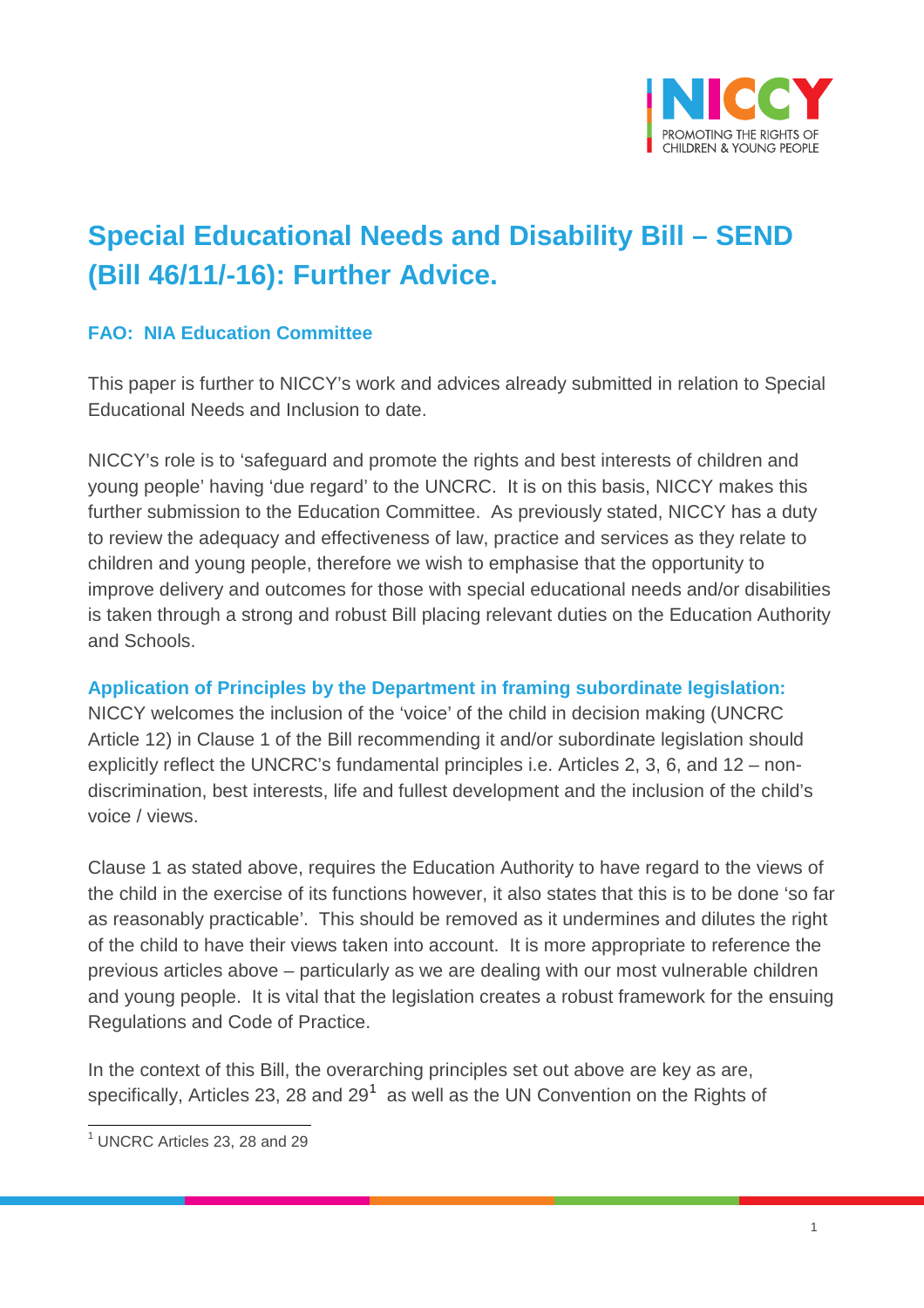# Special Educational Needs and Disability Bill – SEND (Bill 46/11/-16): Further Advice.

**FAO: NIA Education Committee**

This paper is further to NICCY's work and advices already submitted in relation to Special Educational Needs and Inclusion to date.

NICCY's role is to 'safeguard and promote the rights and best interests of children and young people' having 'due regard' to the UNCRC. It is on this basis, NICCY makes this further submission to the Education Committee. As previously stated, NICCY has a duty to review the adequacy and effectiveness of law, practice and services as they relate to children and young people, therefore we wish to emphasise that the opportunity to improve delivery and outcomes for those with special educational needs and/or disabilities is taken through a strong and robust Bill placing relevant duties on the Education Authority and Schools.

**Application of Principles by the Department in framing subordinate legislation:**
NICCY welcomes the inclusion of the 'voice' of the child in decision making (UNCRC Article 12) in Clause 1 of the Bill recommending it and/or subordinate legislation should explicitly reflect the UNCRC's fundamental principles i.e. Articles 2, 3, 6, and 12 – non-discrimination, best interests, life and fullest development and the inclusion of the child's voice / views.

Clause 1 as stated above, requires the Education Authority to have regard to the views of the child in the exercise of its functions however, it also states that this is to be done 'so far as reasonably practicable'. This should be removed as it undermines and dilutes the right of the child to have their views taken into account. It is more appropriate to reference the previous articles above – particularly as we are dealing with our most vulnerable children and young people. It is vital that the legislation creates a robust framework for the ensuing Regulations and Code of Practice.

In the context of this Bill, the overarching principles set out above are key as are, specifically, Articles 23, 28 and 29[1] as well as the UN Convention on the Rights of

[1] UNCRC Articles 23, 28 and 29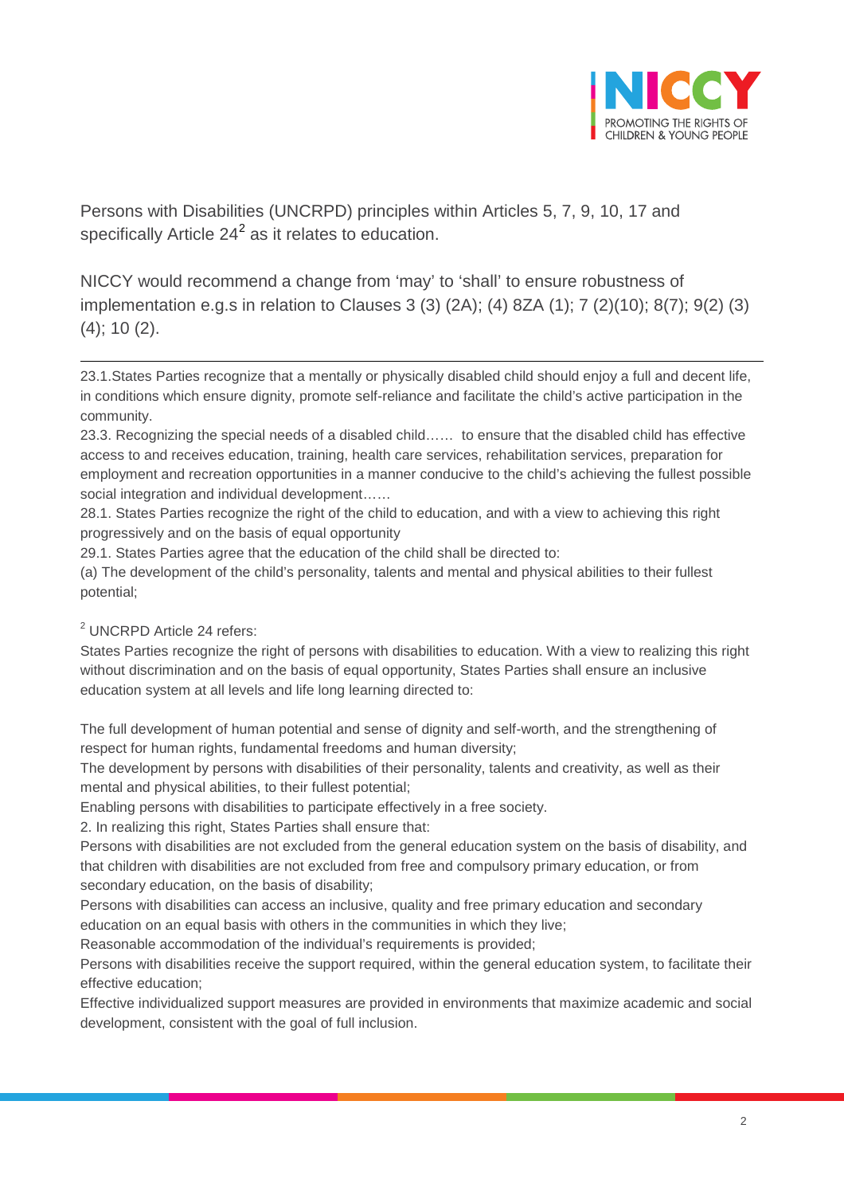Persons with Disabilities (UNCRPD) principles within Articles 5, 7, 9, 10, 17 and specifically Article 24[2] as it relates to education.

NICCY would recommend a change from 'may' to 'shall' to ensure robustness of implementation e.g.s in relation to Clauses 3 (3) (2A); (4) 8ZA (1); 7 (2)(10); 8(7); 9(2) (3) (4); 10 (2).

---

23.1.States Parties recognize that a mentally or physically disabled child should enjoy a full and decent life, in conditions which ensure dignity, promote self-reliance and facilitate the child's active participation in the community.

23.3. Recognizing the special needs of a disabled child…… to ensure that the disabled child has effective access to and receives education, training, health care services, rehabilitation services, preparation for employment and recreation opportunities in a manner conducive to the child's achieving the fullest possible social integration and individual development……

28.1. States Parties recognize the right of the child to education, and with a view to achieving this right progressively and on the basis of equal opportunity

29.1. States Parties agree that the education of the child shall be directed to:

(a) The development of the child's personality, talents and mental and physical abilities to their fullest potential;

[2] UNCRPD Article 24 refers:

States Parties recognize the right of persons with disabilities to education. With a view to realizing this right without discrimination and on the basis of equal opportunity, States Parties shall ensure an inclusive education system at all levels and life long learning directed to:

The full development of human potential and sense of dignity and self-worth, and the strengthening of respect for human rights, fundamental freedoms and human diversity;

The development by persons with disabilities of their personality, talents and creativity, as well as their mental and physical abilities, to their fullest potential;

Enabling persons with disabilities to participate effectively in a free society.

2. In realizing this right, States Parties shall ensure that:

Persons with disabilities are not excluded from the general education system on the basis of disability, and that children with disabilities are not excluded from free and compulsory primary education, or from secondary education, on the basis of disability;

Persons with disabilities can access an inclusive, quality and free primary education and secondary education on an equal basis with others in the communities in which they live;

Reasonable accommodation of the individual's requirements is provided;

Persons with disabilities receive the support required, within the general education system, to facilitate their effective education;

Effective individualized support measures are provided in environments that maximize academic and social development, consistent with the goal of full inclusion.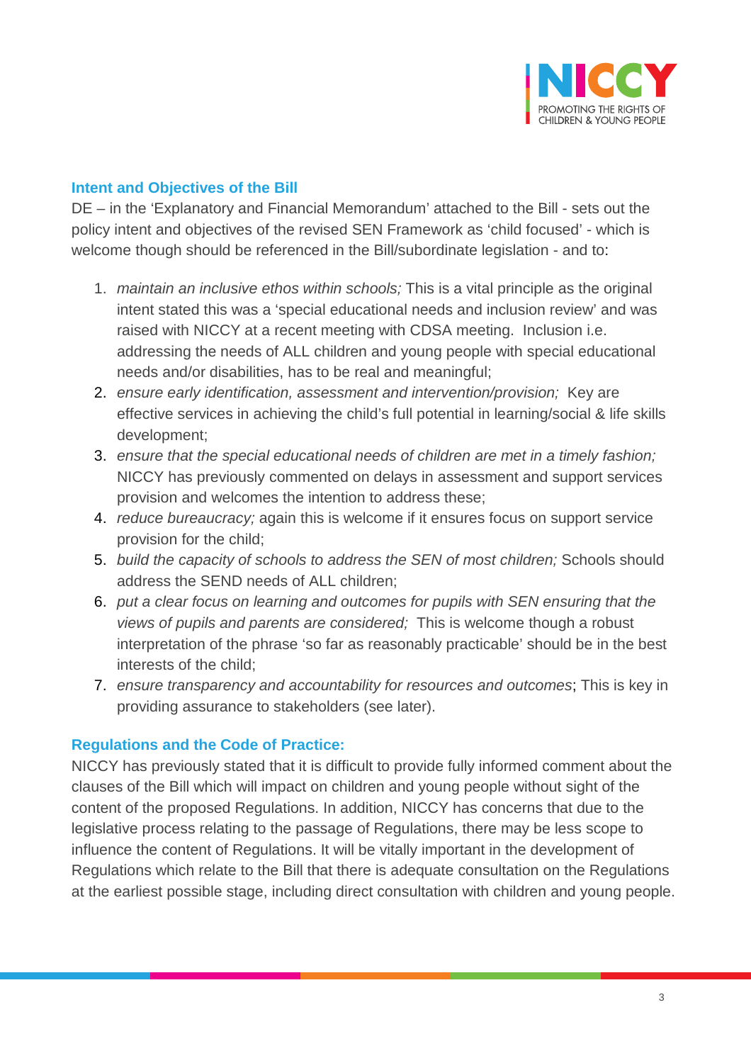## Intent and Objectives of the Bill

DE – in the 'Explanatory and Financial Memorandum' attached to the Bill - sets out the policy intent and objectives of the revised SEN Framework as 'child focused' - which is welcome though should be referenced in the Bill/subordinate legislation - and to:

1. *maintain an inclusive ethos within schools;* This is a vital principle as the original intent stated this was a 'special educational needs and inclusion review' and was raised with NICCY at a recent meeting with CDSA meeting. Inclusion i.e. addressing the needs of ALL children and young people with special educational needs and/or disabilities, has to be real and meaningful;
2. *ensure early identification, assessment and intervention/provision;* Key are effective services in achieving the child's full potential in learning/social & life skills development;
3. *ensure that the special educational needs of children are met in a timely fashion;* NICCY has previously commented on delays in assessment and support services provision and welcomes the intention to address these;
4. *reduce bureaucracy;* again this is welcome if it ensures focus on support service provision for the child;
5. *build the capacity of schools to address the SEN of most children;* Schools should address the SEND needs of ALL children;
6. *put a clear focus on learning and outcomes for pupils with SEN ensuring that the views of pupils and parents are considered;* This is welcome though a robust interpretation of the phrase 'so far as reasonably practicable' should be in the best interests of the child;
7. *ensure transparency and accountability for resources and outcomes*; This is key in providing assurance to stakeholders (see later).

## Regulations and the Code of Practice:

NICCY has previously stated that it is difficult to provide fully informed comment about the clauses of the Bill which will impact on children and young people without sight of the content of the proposed Regulations. In addition, NICCY has concerns that due to the legislative process relating to the passage of Regulations, there may be less scope to influence the content of Regulations. It will be vitally important in the development of Regulations which relate to the Bill that there is adequate consultation on the Regulations at the earliest possible stage, including direct consultation with children and young people.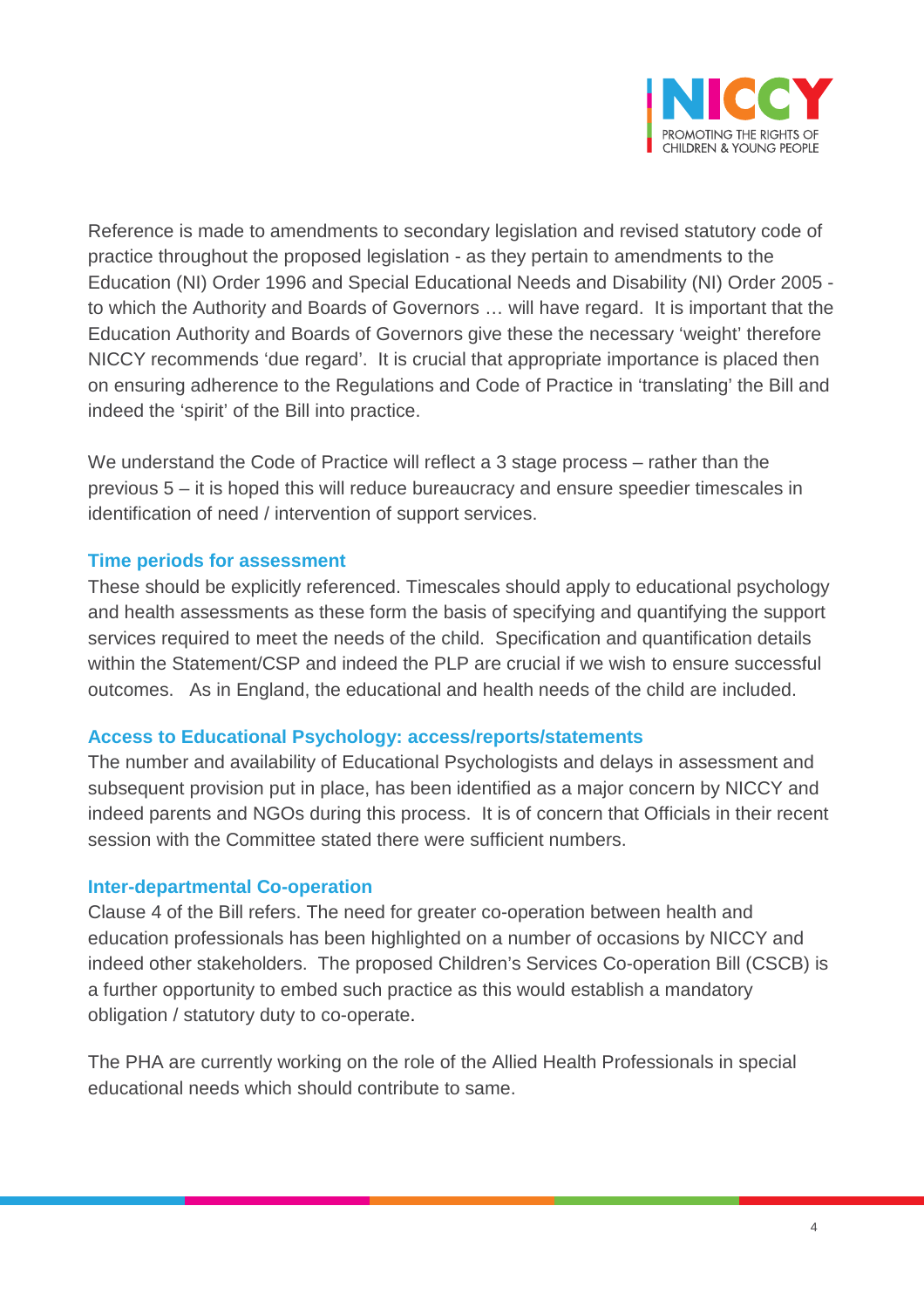Reference is made to amendments to secondary legislation and revised statutory code of practice throughout the proposed legislation - as they pertain to amendments to the Education (NI) Order 1996 and Special Educational Needs and Disability (NI) Order 2005 - to which the Authority and Boards of Governors … will have regard. It is important that the Education Authority and Boards of Governors give these the necessary 'weight' therefore NICCY recommends 'due regard'. It is crucial that appropriate importance is placed then on ensuring adherence to the Regulations and Code of Practice in 'translating' the Bill and indeed the 'spirit' of the Bill into practice.

We understand the Code of Practice will reflect a 3 stage process – rather than the previous 5 – it is hoped this will reduce bureaucracy and ensure speedier timescales in identification of need / intervention of support services.

### Time periods for assessment

These should be explicitly referenced. Timescales should apply to educational psychology and health assessments as these form the basis of specifying and quantifying the support services required to meet the needs of the child. Specification and quantification details within the Statement/CSP and indeed the PLP are crucial if we wish to ensure successful outcomes. As in England, the educational and health needs of the child are included.

### Access to Educational Psychology: access/reports/statements

The number and availability of Educational Psychologists and delays in assessment and subsequent provision put in place, has been identified as a major concern by NICCY and indeed parents and NGOs during this process. It is of concern that Officials in their recent session with the Committee stated there were sufficient numbers.

### Inter-departmental Co-operation

Clause 4 of the Bill refers. The need for greater co-operation between health and education professionals has been highlighted on a number of occasions by NICCY and indeed other stakeholders. The proposed Children's Services Co-operation Bill (CSCB) is a further opportunity to embed such practice as this would establish a mandatory obligation / statutory duty to co-operate.

The PHA are currently working on the role of the Allied Health Professionals in special educational needs which should contribute to same.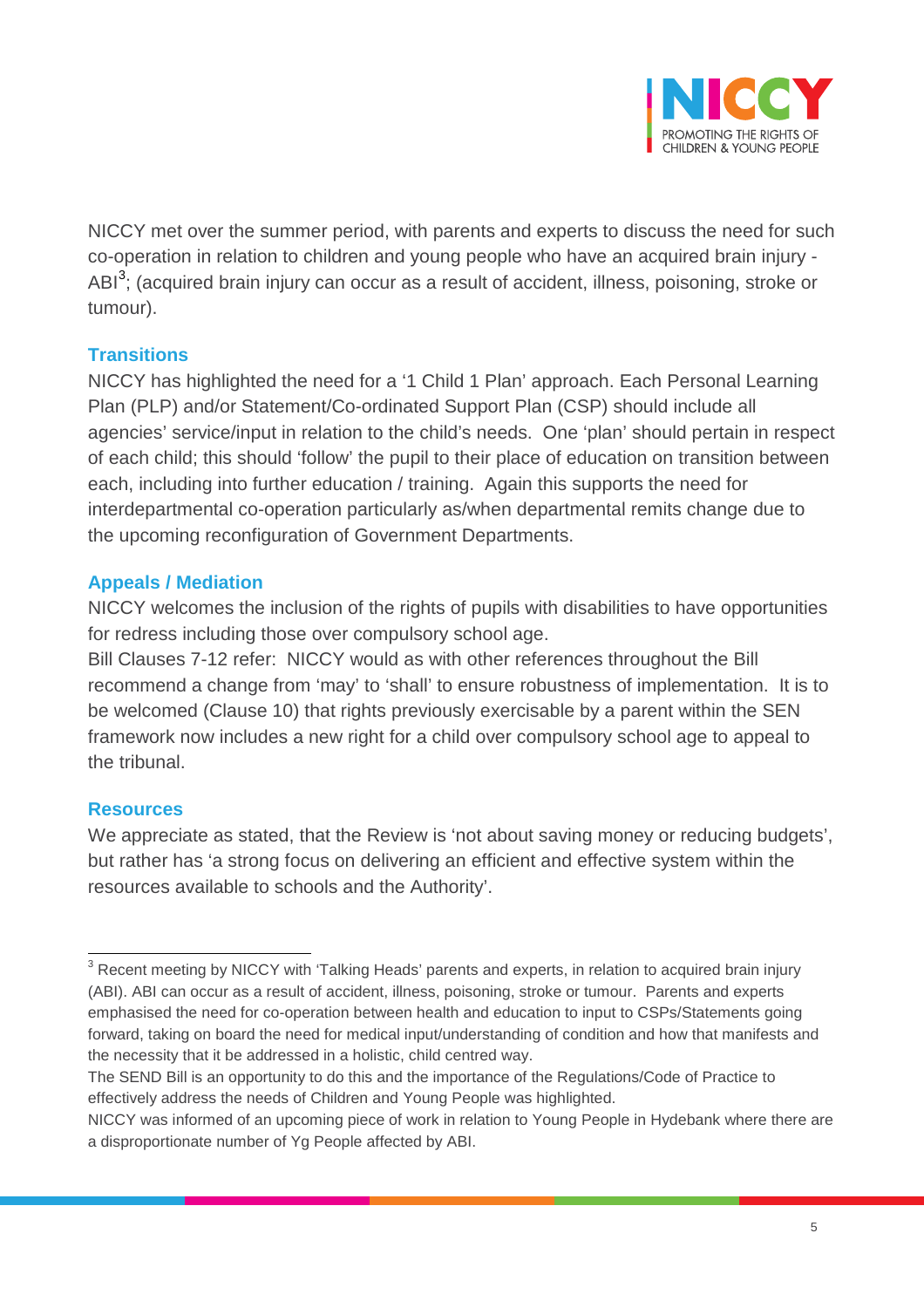NICCY met over the summer period, with parents and experts to discuss the need for such co-operation in relation to children and young people who have an acquired brain injury - ABI[3]; (acquired brain injury can occur as a result of accident, illness, poisoning, stroke or tumour).

### Transitions

NICCY has highlighted the need for a '1 Child 1 Plan' approach. Each Personal Learning Plan (PLP) and/or Statement/Co-ordinated Support Plan (CSP) should include all agencies' service/input in relation to the child's needs. One 'plan' should pertain in respect of each child; this should 'follow' the pupil to their place of education on transition between each, including into further education / training. Again this supports the need for interdepartmental co-operation particularly as/when departmental remits change due to the upcoming reconfiguration of Government Departments.

### Appeals / Mediation

NICCY welcomes the inclusion of the rights of pupils with disabilities to have opportunities for redress including those over compulsory school age.
Bill Clauses 7-12 refer: NICCY would as with other references throughout the Bill recommend a change from 'may' to 'shall' to ensure robustness of implementation. It is to be welcomed (Clause 10) that rights previously exercisable by a parent within the SEN framework now includes a new right for a child over compulsory school age to appeal to the tribunal.

### Resources

We appreciate as stated, that the Review is 'not about saving money or reducing budgets', but rather has 'a strong focus on delivering an efficient and effective system within the resources available to schools and the Authority'.

---

[3] Recent meeting by NICCY with 'Talking Heads' parents and experts, in relation to acquired brain injury (ABI). ABI can occur as a result of accident, illness, poisoning, stroke or tumour. Parents and experts emphasised the need for co-operation between health and education to input to CSPs/Statements going forward, taking on board the need for medical input/understanding of condition and how that manifests and the necessity that it be addressed in a holistic, child centred way.
The SEND Bill is an opportunity to do this and the importance of the Regulations/Code of Practice to effectively address the needs of Children and Young People was highlighted.
NICCY was informed of an upcoming piece of work in relation to Young People in Hydebank where there are a disproportionate number of Yg People affected by ABI.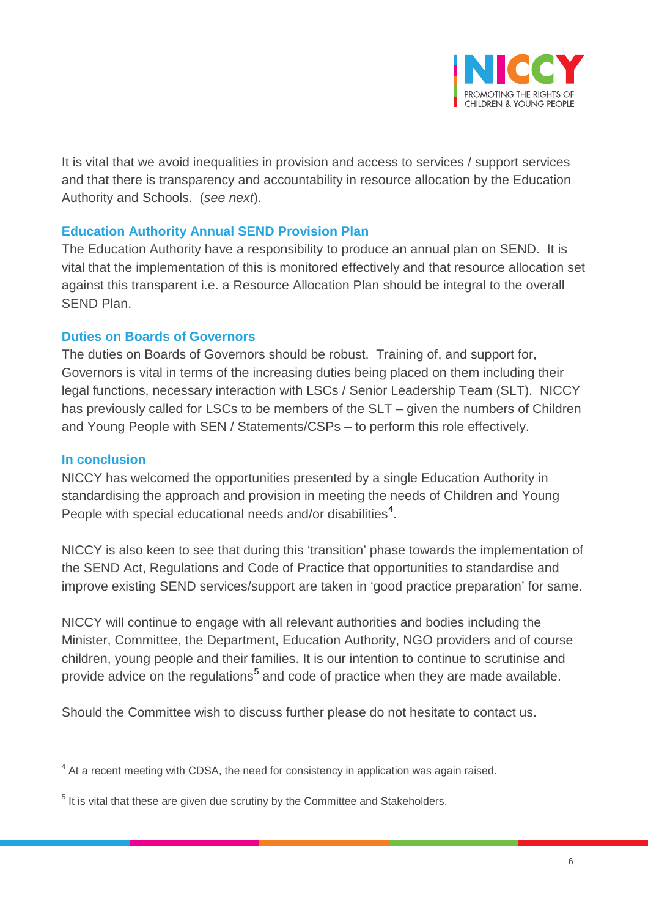It is vital that we avoid inequalities in provision and access to services / support services and that there is transparency and accountability in resource allocation by the Education Authority and Schools. (*see next*).

### Education Authority Annual SEND Provision Plan

The Education Authority have a responsibility to produce an annual plan on SEND. It is vital that the implementation of this is monitored effectively and that resource allocation set against this transparent i.e. a Resource Allocation Plan should be integral to the overall SEND Plan.

### Duties on Boards of Governors

The duties on Boards of Governors should be robust. Training of, and support for, Governors is vital in terms of the increasing duties being placed on them including their legal functions, necessary interaction with LSCs / Senior Leadership Team (SLT). NICCY has previously called for LSCs to be members of the SLT – given the numbers of Children and Young People with SEN / Statements/CSPs – to perform this role effectively.

### In conclusion

NICCY has welcomed the opportunities presented by a single Education Authority in standardising the approach and provision in meeting the needs of Children and Young People with special educational needs and/or disabilities[4].

NICCY is also keen to see that during this 'transition' phase towards the implementation of the SEND Act, Regulations and Code of Practice that opportunities to standardise and improve existing SEND services/support are taken in 'good practice preparation' for same.

NICCY will continue to engage with all relevant authorities and bodies including the Minister, Committee, the Department, Education Authority, NGO providers and of course children, young people and their families. It is our intention to continue to scrutinise and provide advice on the regulations[5] and code of practice when they are made available.

Should the Committee wish to discuss further please do not hesitate to contact us.

---

[4] At a recent meeting with CDSA, the need for consistency in application was again raised.

[5] It is vital that these are given due scrutiny by the Committee and Stakeholders.